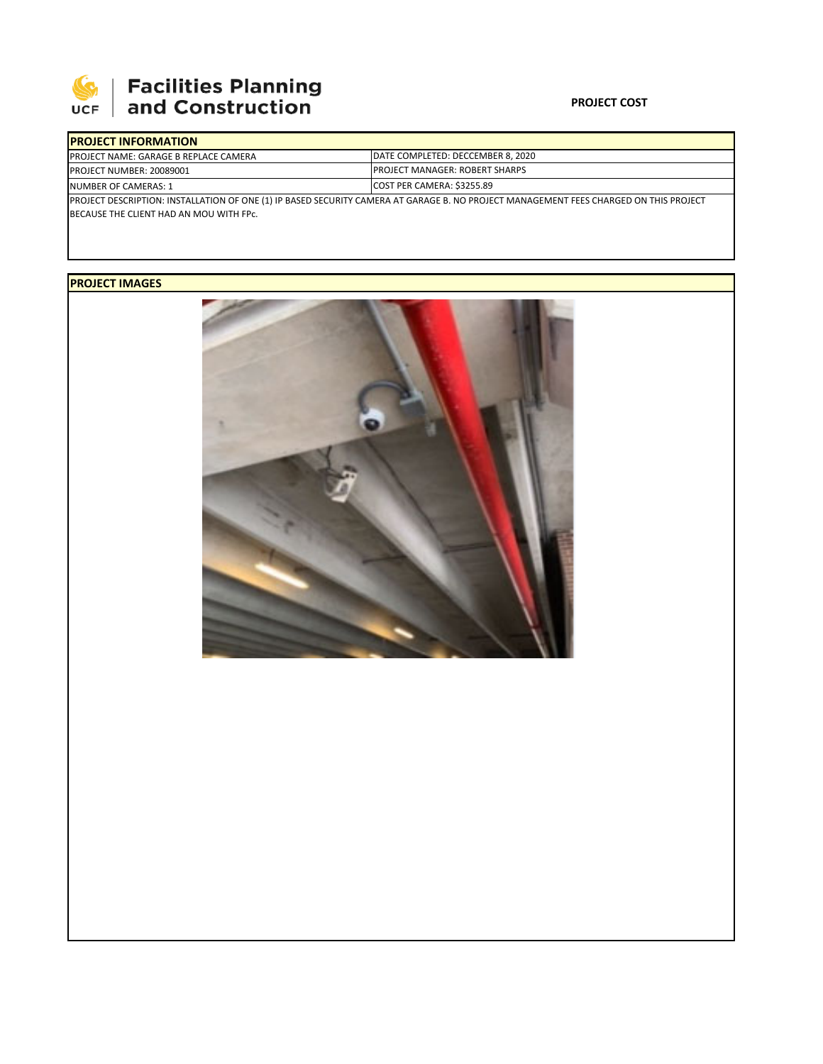**UCF | Facilities Planning and Construction**

**PROJECT COST**

## PROJECT INFORMATION

| | |
|---|---|
| PROJECT NAME: GARAGE B REPLACE CAMERA | DATE COMPLETED: DECCEMBER 8, 2020 |
| PROJECT NUMBER: 20089001 | PROJECT MANAGER: ROBERT SHARPS |
| NUMBER OF CAMERAS: 1 | COST PER CAMERA: $3255.89 |

PROJECT DESCRIPTION: INSTALLATION OF ONE (1) IP BASED SECURITY CAMERA AT GARAGE B. NO PROJECT MANAGEMENT FEES CHARGED ON THIS PROJECT BECAUSE THE CLIENT HAD AN MOU WITH FPc.

## PROJECT IMAGES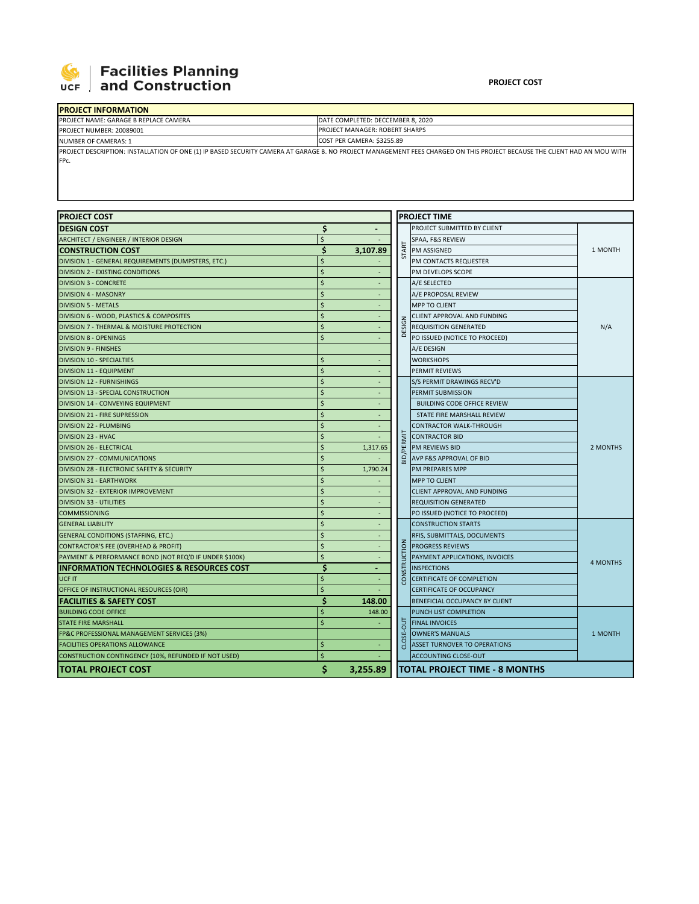# Facilities Planning and Construction

**PROJECT COST**

| PROJECT INFORMATION | |
|---|---|
| PROJECT NAME: GARAGE B REPLACE CAMERA | DATE COMPLETED: DECCEMBER 8, 2020 |
| PROJECT NUMBER: 20089001 | PROJECT MANAGER: ROBERT SHARPS |
| NUMBER OF CAMERAS: 1 | COST PER CAMERA: $3255.89 |

PROJECT DESCRIPTION: INSTALLATION OF ONE (1) IP BASED SECURITY CAMERA AT GARAGE B. NO PROJECT MANAGEMENT FEES CHARGED ON THIS PROJECT BECAUSE THE CLIENT HAD AN MOU WITH FPc.

| PROJECT COST | | |
|---|---|---|
| **DESIGN COST** | **$** | **-** |
| ARCHITECT / ENGINEER / INTERIOR DESIGN | $ | - |
| **CONSTRUCTION COST** | **$** | **3,107.89** |
| DIVISION 1 - GENERAL REQUIREMENTS (DUMPSTERS, ETC.) | $ | - |
| DIVISION 2 - EXISTING CONDITIONS | $ | - |
| DIVISION 3 - CONCRETE | $ | - |
| DIVISION 4 - MASONRY | $ | - |
| DIVISION 5 - METALS | $ | - |
| DIVISION 6 - WOOD, PLASTICS & COMPOSITES | $ | - |
| DIVISION 7 - THERMAL & MOISTURE PROTECTION | $ | - |
| DIVISION 8 - OPENINGS | $ | - |
| DIVISION 9 - FINISHES | | |
| DIVISION 10 - SPECIALTIES | $ | - |
| DIVISION 11 - EQUIPMENT | $ | - |
| DIVISION 12 - FURNISHINGS | $ | - |
| DIVISION 13 - SPECIAL CONSTRUCTION | $ | - |
| DIVISION 14 - CONVEYING EQUIPMENT | $ | - |
| DIVISION 21 - FIRE SUPRESSION | $ | - |
| DIVISION 22 - PLUMBING | $ | - |
| DIVISION 23 - HVAC | $ | - |
| DIVISION 26 - ELECTRICAL | $ | 1,317.65 |
| DIVISION 27 - COMMUNICATIONS | $ | - |
| DIVISION 28 - ELECTRONIC SAFETY & SECURITY | $ | 1,790.24 |
| DIVISION 31 - EARTHWORK | $ | - |
| DIVISION 32 - EXTERIOR IMPROVEMENT | $ | - |
| DIVISION 33 - UTILITIES | $ | - |
| COMMISSIONING | $ | - |
| GENERAL LIABILITY | $ | - |
| GENERAL CONDITIONS (STAFFING, ETC.) | $ | - |
| CONTRACTOR'S FEE (OVERHEAD & PROFIT) | $ | - |
| PAYMENT & PERFORMANCE BOND (NOT REQ'D IF UNDER $100K) | $ | - |
| **INFORMATION TECHNOLOGIES & RESOURCES COST** | **$** | **-** |
| UCF IT | $ | - |
| OFFICE OF INSTRUCTIONAL RESOURCES (OIR) | $ | - |
| **FACILITIES & SAFETY COST** | **$** | **148.00** |
| BUILDING CODE OFFICE | $ | 148.00 |
| STATE FIRE MARSHALL | $ | - |
| FP&C PROFESSIONAL MANAGEMENT SERVICES (3%) | | |
| FACILITIES OPERATIONS ALLOWANCE | $ | - |
| CONSTRUCTION CONTINGENCY (10%, REFUNDED IF NOT USED) | $ | - |
| **TOTAL PROJECT COST** | **$** | **3,255.89** |

| PROJECT TIME | | |
|---|---|---|
| START | PROJECT SUBMITTED BY CLIENT | 1 MONTH |
| | SPAA, F&S REVIEW | |
| | PM ASSIGNED | |
| | PM CONTACTS REQUESTER | |
| | PM DEVELOPS SCOPE | |
| DESIGN | A/E SELECTED | N/A |
| | A/E PROPOSAL REVIEW | |
| | MPP TO CLIENT | |
| | CLIENT APPROVAL AND FUNDING | |
| | REQUISITION GENERATED | |
| | PO ISSUED (NOTICE TO PROCEED) | |
| | A/E DESIGN | |
| | WORKSHOPS | |
| | PERMIT REVIEWS | |
| BID/PERMIT | S/S PERMIT DRAWINGS RECV'D | 2 MONTHS |
| | PERMIT SUBMISSION | |
| | BUILDING CODE OFFICE REVIEW | |
| | STATE FIRE MARSHALL REVIEW | |
| | CONTRACTOR WALK-THROUGH | |
| | CONTRACTOR BID | |
| | PM REVIEWS BID | |
| | AVP F&S APPROVAL OF BID | |
| | PM PREPARES MPP | |
| | MPP TO CLIENT | |
| | CLIENT APPROVAL AND FUNDING | |
| | REQUISITION GENERATED | |
| | PO ISSUED (NOTICE TO PROCEED) | |
| CONSTRUCTION | CONSTRUCTION STARTS | 4 MONTHS |
| | RFIS, SUBMITTALS, DOCUMENTS | |
| | PROGRESS REVIEWS | |
| | PAYMENT APPLICATIONS, INVOICES | |
| | INSPECTIONS | |
| | CERTIFICATE OF COMPLETION | |
| | CERTIFICATE OF OCCUPANCY | |
| | BENEFICIAL OCCUPANCY BY CLIENT | |
| CLOSE-OUT | PUNCH LIST COMPLETION | 1 MONTH |
| | FINAL INVOICES | |
| | OWNER'S MANUALS | |
| | ASSET TURNOVER TO OPERATIONS | |
| | ACCOUNTING CLOSE-OUT | |
| **TOTAL PROJECT TIME - 8 MONTHS** | | |